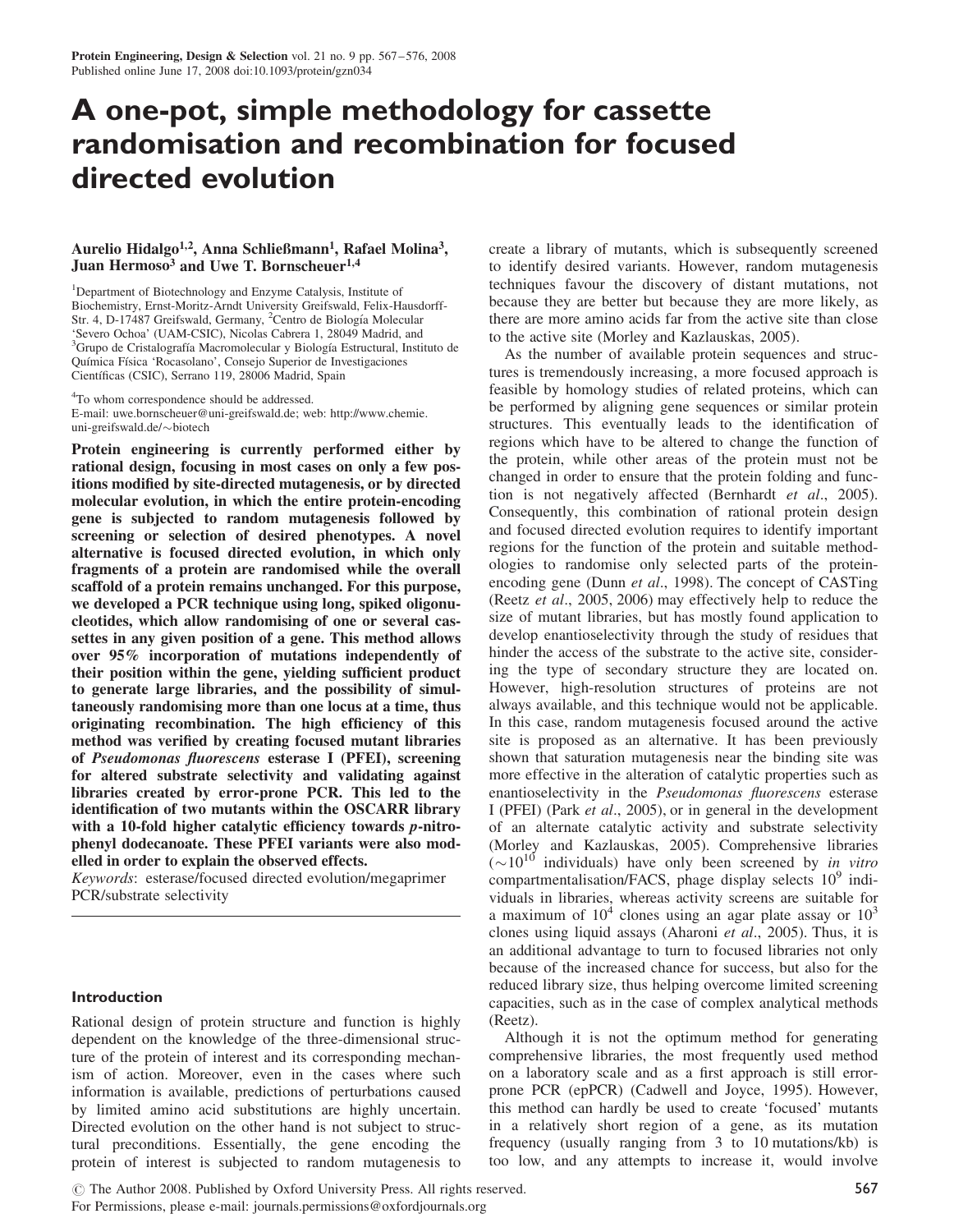# A one-pot, simple methodology for cassette randomisation and recombination for focused directed evolution

**Aurelio Hidalgo[1,2], Anna Schließmann[1], Rafael Molina[3], Juan Hermoso[3] and Uwe T. Bornscheuer[1,4]**

[1]Department of Biotechnology and Enzyme Catalysis, Institute of Biochemistry, Ernst-Moritz-Arndt University Greifswald, Felix-Hausdorff-Str. 4, D-17487 Greifswald, Germany, [2]Centro de Biología Molecular 'Severo Ochoa' (UAM-CSIC), Nicolas Cabrera 1, 28049 Madrid, and [3]Grupo de Cristalografía Macromolecular y Biología Estructural, Instituto de Química Física 'Rocasolano', Consejo Superior de Investigaciones Científicas (CSIC), Serrano 119, 28006 Madrid, Spain

[4]To whom correspondence should be addressed.
E-mail: uwe.bornscheuer@uni-greifswald.de; web: http://www.chemie.uni-greifswald.de/~biotech

**Protein engineering is currently performed either by rational design, focusing in most cases on only a few positions modified by site-directed mutagenesis, or by directed molecular evolution, in which the entire protein-encoding gene is subjected to random mutagenesis followed by screening or selection of desired phenotypes. A novel alternative is focused directed evolution, in which only fragments of a protein are randomised while the overall scaffold of a protein remains unchanged. For this purpose, we developed a PCR technique using long, spiked oligonucleotides, which allow randomising of one or several cassettes in any given position of a gene. This method allows over 95% incorporation of mutations independently of their position within the gene, yielding sufficient product to generate large libraries, and the possibility of simultaneously randomising more than one locus at a time, thus originating recombination. The high efficiency of this method was verified by creating focused mutant libraries of *Pseudomonas fluorescens* esterase I (PFEI), screening for altered substrate selectivity and validating against libraries created by error-prone PCR. This led to the identification of two mutants within the OSCARR library with a 10-fold higher catalytic efficiency towards *p*-nitrophenyl dodecanoate. These PFEI variants were also modelled in order to explain the observed effects.**

*Keywords*: esterase/focused directed evolution/megaprimer PCR/substrate selectivity

## Introduction

Rational design of protein structure and function is highly dependent on the knowledge of the three-dimensional structure of the protein of interest and its corresponding mechanism of action. Moreover, even in the cases where such information is available, predictions of perturbations caused by limited amino acid substitutions are highly uncertain. Directed evolution on the other hand is not subject to structural preconditions. Essentially, the gene encoding the protein of interest is subjected to random mutagenesis to create a library of mutants, which is subsequently screened to identify desired variants. However, random mutagenesis techniques favour the discovery of distant mutations, not because they are better but because they are more likely, as there are more amino acids far from the active site than close to the active site (Morley and Kazlauskas, 2005).

As the number of available protein sequences and structures is tremendously increasing, a more focused approach is feasible by homology studies of related proteins, which can be performed by aligning gene sequences or similar protein structures. This eventually leads to the identification of regions which have to be altered to change the function of the protein, while other areas of the protein must not be changed in order to ensure that the protein folding and function is not negatively affected (Bernhardt *et al*., 2005). Consequently, this combination of rational protein design and focused directed evolution requires to identify important regions for the function of the protein and suitable methodologies to randomise only selected parts of the protein-encoding gene (Dunn *et al*., 1998). The concept of CASTing (Reetz *et al*., 2005, 2006) may effectively help to reduce the size of mutant libraries, but has mostly found application to develop enantioselectivity through the study of residues that hinder the access of the substrate to the active site, considering the type of secondary structure they are located on. However, high-resolution structures of proteins are not always available, and this technique would not be applicable. In this case, random mutagenesis focused around the active site is proposed as an alternative. It has been previously shown that saturation mutagenesis near the binding site was more effective in the alteration of catalytic properties such as enantioselectivity in the *Pseudomonas fluorescens* esterase I (PFEI) (Park *et al*., 2005), or in general in the development of an alternate catalytic activity and substrate selectivity (Morley and Kazlauskas, 2005). Comprehensive libraries ($\sim 10^{10}$ individuals) have only been screened by *in vitro* compartmentalisation/FACS, phage display selects $10^9$ individuals in libraries, whereas activity screens are suitable for a maximum of $10^4$ clones using an agar plate assay or $10^3$ clones using liquid assays (Aharoni *et al*., 2005). Thus, it is an additional advantage to turn to focused libraries not only because of the increased chance for success, but also for the reduced library size, thus helping overcome limited screening capacities, such as in the case of complex analytical methods (Reetz).

Although it is not the optimum method for generating comprehensive libraries, the most frequently used method on a laboratory scale and as a first approach is still error-prone PCR (epPCR) (Cadwell and Joyce, 1995). However, this method can hardly be used to create 'focused' mutants in a relatively short region of a gene, as its mutation frequency (usually ranging from 3 to 10 mutations/kb) is too low, and any attempts to increase it, would involve

© The Author 2008. Published by Oxford University Press. All rights reserved.
For Permissions, please e-mail: journals.permissions@oxfordjournals.org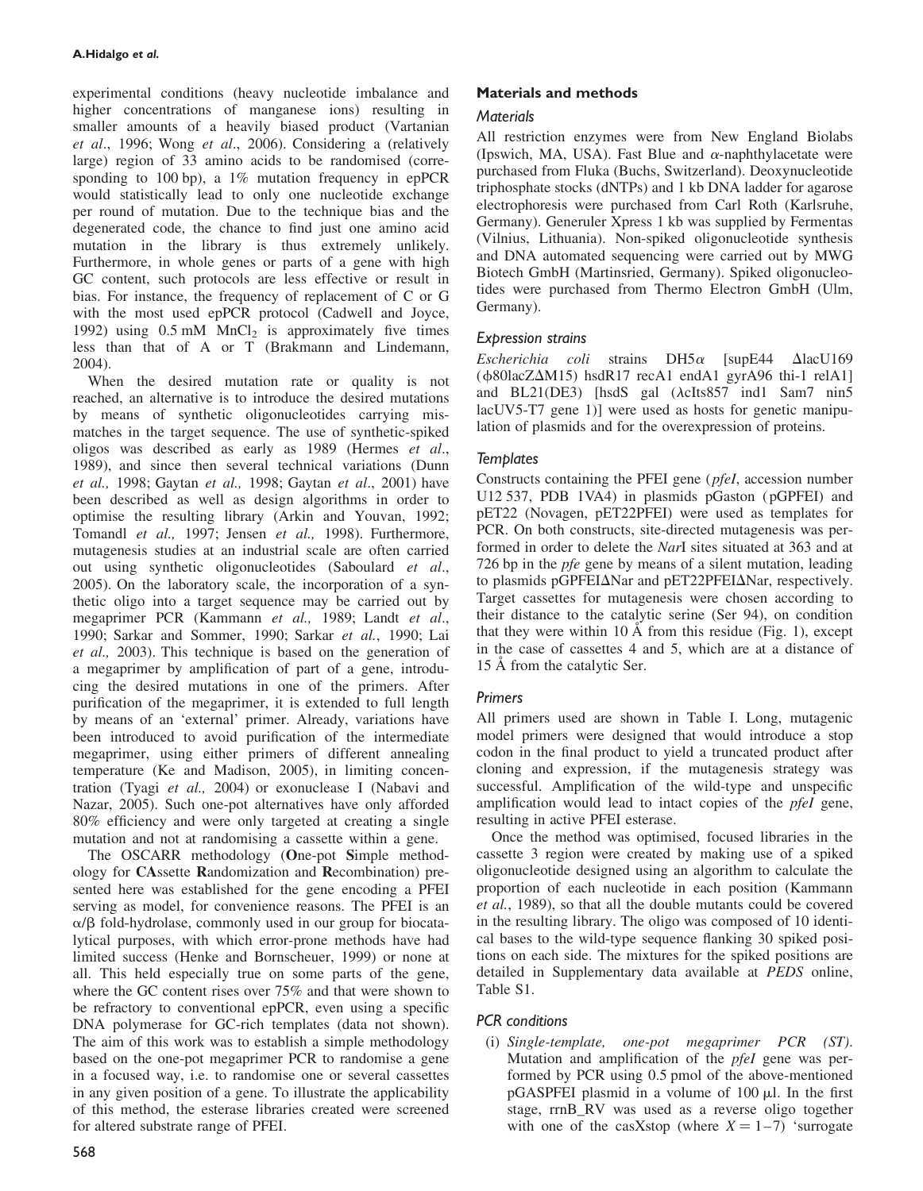experimental conditions (heavy nucleotide imbalance and higher concentrations of manganese ions) resulting in smaller amounts of a heavily biased product (Vartanian *et al*., 1996; Wong *et al*., 2006). Considering a (relatively large) region of 33 amino acids to be randomised (corresponding to 100 bp), a 1% mutation frequency in epPCR would statistically lead to only one nucleotide exchange per round of mutation. Due to the technique bias and the degenerated code, the chance to find just one amino acid mutation in the library is thus extremely unlikely. Furthermore, in whole genes or parts of a gene with high GC content, such protocols are less effective or result in bias. For instance, the frequency of replacement of C or G with the most used epPCR protocol (Cadwell and Joyce, 1992) using 0.5 mM $MnCl_2$ is approximately five times less than that of A or T (Brakmann and Lindemann, 2004).

When the desired mutation rate or quality is not reached, an alternative is to introduce the desired mutations by means of synthetic oligonucleotides carrying mismatches in the target sequence. The use of synthetic-spiked oligos was described as early as 1989 (Hermes *et al*., 1989), and since then several technical variations (Dunn *et al.,* 1998; Gaytan *et al.,* 1998; Gaytan *et al*., 2001) have been described as well as design algorithms in order to optimise the resulting library (Arkin and Youvan, 1992; Tomandl *et al.,* 1997; Jensen *et al.,* 1998). Furthermore, mutagenesis studies at an industrial scale are often carried out using synthetic oligonucleotides (Saboulard *et al*., 2005). On the laboratory scale, the incorporation of a synthetic oligo into a target sequence may be carried out by megaprimer PCR (Kammann *et al.,* 1989; Landt *et al*., 1990; Sarkar and Sommer, 1990; Sarkar *et al.*, 1990; Lai *et al.,* 2003). This technique is based on the generation of a megaprimer by amplification of part of a gene, introducing the desired mutations in one of the primers. After purification of the megaprimer, it is extended to full length by means of an 'external' primer. Already, variations have been introduced to avoid purification of the intermediate megaprimer, using either primers of different annealing temperature (Ke and Madison, 2005), in limiting concentration (Tyagi *et al.,* 2004) or exonuclease I (Nabavi and Nazar, 2005). Such one-pot alternatives have only afforded 80% efficiency and were only targeted at creating a single mutation and not at randomising a cassette within a gene.

The OSCARR methodology (**O**ne-pot **S**imple methodology for **CA**ssette **R**andomization and **R**ecombination) presented here was established for the gene encoding a PFEI serving as model, for convenience reasons. The PFEI is an α/β fold-hydrolase, commonly used in our group for biocatalytical purposes, with which error-prone methods have had limited success (Henke and Bornscheuer, 1999) or none at all. This held especially true on some parts of the gene, where the GC content rises over 75% and that were shown to be refractory to conventional epPCR, even using a specific DNA polymerase for GC-rich templates (data not shown). The aim of this work was to establish a simple methodology based on the one-pot megaprimer PCR to randomise a gene in a focused way, i.e. to randomise one or several cassettes in any given position of a gene. To illustrate the applicability of this method, the esterase libraries created were screened for altered substrate range of PFEI.

## Materials and methods

### Materials

All restriction enzymes were from New England Biolabs (Ipswich, MA, USA). Fast Blue and α-naphthylacetate were purchased from Fluka (Buchs, Switzerland). Deoxynucleotide triphosphate stocks (dNTPs) and 1 kb DNA ladder for agarose electrophoresis were purchased from Carl Roth (Karlsruhe, Germany). Generuler Xpress 1 kb was supplied by Fermentas (Vilnius, Lithuania). Non-spiked oligonucleotide synthesis and DNA automated sequencing were carried out by MWG Biotech GmbH (Martinsried, Germany). Spiked oligonucleotides were purchased from Thermo Electron GmbH (Ulm, Germany).

### Expression strains

*Escherichia coli* strains DH5α [supE44 ΔlacU169 (φ80lacZΔM15) hsdR17 recA1 endA1 gyrA96 thi-1 relA1] and BL21(DE3) [hsdS gal (λcIts857 ind1 Sam7 nin5 lacUV5-T7 gene 1)] were used as hosts for genetic manipulation of plasmids and for the overexpression of proteins.

### Templates

Constructs containing the PFEI gene (*pfeI*, accession number U12 537, PDB 1VA4) in plasmids pGaston (pGPFEI) and pET22 (Novagen, pET22PFEI) were used as templates for PCR. On both constructs, site-directed mutagenesis was performed in order to delete the *Nar*I sites situated at 363 and at 726 bp in the *pfe* gene by means of a silent mutation, leading to plasmids pGPFEIΔNar and pET22PFEIΔNar, respectively. Target cassettes for mutagenesis were chosen according to their distance to the catalytic serine (Ser 94), on condition that they were within 10 Å from this residue (Fig. 1), except in the case of cassettes 4 and 5, which are at a distance of 15 Å from the catalytic Ser.

### Primers

All primers used are shown in Table I. Long, mutagenic model primers were designed that would introduce a stop codon in the final product to yield a truncated product after cloning and expression, if the mutagenesis strategy was successful. Amplification of the wild-type and unspecific amplification would lead to intact copies of the *pfeI* gene, resulting in active PFEI esterase.

Once the method was optimised, focused libraries in the cassette 3 region were created by making use of a spiked oligonucleotide designed using an algorithm to calculate the proportion of each nucleotide in each position (Kammann *et al.*, 1989), so that all the double mutants could be covered in the resulting library. The oligo was composed of 10 identical bases to the wild-type sequence flanking 30 spiked positions on each side. The mixtures for the spiked positions are detailed in Supplementary data available at *PEDS* online, Table S1.

### PCR conditions

(i) *Single-template, one-pot megaprimer PCR (ST).* Mutation and amplification of the *pfeI* gene was performed by PCR using 0.5 pmol of the above-mentioned pGASPFEI plasmid in a volume of 100 μl. In the first stage, rrnB_RV was used as a reverse oligo together with one of the casXstop (where $X = 1–7$) 'surrogate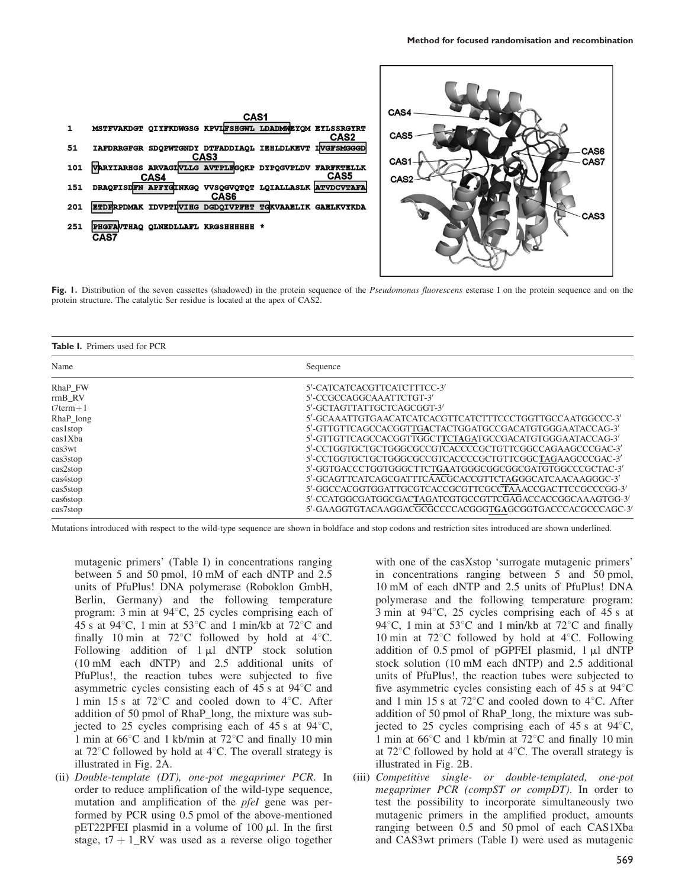| | | | | | |
|---|---|---|---|---|---|
| 1 | MSTFVAKDGT QIYFKDWGSG | KPVLFSHGWL LDADMWEYQM | EYLSSRGYRT | | |
| 51 | IAFDRRGFGR SDQPWTGNDY | DTFADDIAQL IEHLDLKEVT | IVGFSMGGGD | | |
| 101 | VARYIARHGS ARVAGLVLLG | AVTPLFGQKP DYPQGVPLDV | FARFKTELLK | | |
| 151 | DRAQFISDFN APFYGINKGQ | VVSQGVQTQT LQIALLASLK | ATVDCVTAFA | | |
| 201 | ETDFRPDMAK IDVPTLVIHG | DGDQIVPFET TGKVAAELIK | GAELKVYKDA | | |
| 251 | PHGFAVTHAQ QLNEDLLAFL | KRGSHHHHHH * | | | |

**Fig. 1.** Distribution of the seven cassettes (shadowed) in the protein sequence of the *Pseudomonas fluorescens* esterase I on the protein sequence and on the protein structure. The catalytic Ser residue is located at the apex of CAS2.

**Table I.** Primers used for PCR

| Name | Sequence |
|---|---|
| RhaP_FW | 5′-CATCATCACGTTCATCTTTCC-3′ |
| rrnB_RV | 5′-CCGCCAGGCAAATTCTGT-3′ |
| t7term+1 | 5′-GCTAGTTATTGCTCAGCGGT-3′ |
| RhaP_long | 5′-GCAAATTGTGAACATCATCACGTTCATCTTTCCCTGGTTGCCAATGGCCC-3′ |
| cas1stop | 5′-GTTGTTCAGCCACGGTTGACTACTGGATGCCGACATGTGGGAATACCAG-3′ |
| cas1Xba | 5′-GTTGTTCAGCCACGGTTGGCTTCTAGATGCCGACATGTGGGAATACCAG-3′ |
| cas3wt | 5′-CCTGGTGCTGCTGGGCGCCGTCACCCCGCTGTTCGGCCAGAAGCCCGAC-3′ |
| cas3stop | 5′-CCTGGTGCTGCTGGGCGCCGTCACCCCGCTGTTCGGCTAGAAGCCCGAC-3′ |
| cas2stop | 5′-GGTGACCCTGGTGGGCTTCTGAATGGGCGGCGGCGATGTGGCCCGCTAC-3′ |
| cas4stop | 5′-GCAGTTCATCAGCGATTTCAACGCACCGTTCTAGGGCATCAACAAGGGC-3′ |
| cas5stop | 5′-GGCCACGGTGGATTGCGTCACCGCGTTCGCCTAAACCGACTTCCGCCCGG-3′ |
| cas6stop | 5′-CCATGGCGATGGCGACTAGATCGTGCCGTTCGAGACCACCGGCAAAGTGG-3′ |
| cas7stop | 5′-GAAGGTGTACAAGGACGCGCCCCACGGTGAGCGGTGACCCACGCCCAGC-3′ |

Mutations introduced with respect to the wild-type sequence are shown in boldface and stop codons and restriction sites introduced are shown underlined.

mutagenic primers' (Table I) in concentrations ranging between 5 and 50 pmol, 10 mM of each dNTP and 2.5 units of PfuPlus! DNA polymerase (Roboklon GmbH, Berlin, Germany) and the following temperature program: 3 min at 94°C, 25 cycles comprising each of 45 s at 94°C, 1 min at 53°C and 1 min/kb at 72°C and finally 10 min at 72°C followed by hold at 4°C. Following addition of 1 µl dNTP stock solution (10 mM each dNTP) and 2.5 additional units of PfuPlus!, the reaction tubes were subjected to five asymmetric cycles consisting each of 45 s at 94°C and 1 min 15 s at 72°C and cooled down to 4°C. After addition of 50 pmol of RhaP_long, the mixture was subjected to 25 cycles comprising each of 45 s at 94°C, 1 min at 66°C and 1 kb/min at 72°C and finally 10 min at 72°C followed by hold at 4°C. The overall strategy is illustrated in Fig. 2A.

(ii) *Double-template (DT), one-pot megaprimer PCR*. In order to reduce amplification of the wild-type sequence, mutation and amplification of the *pfeI* gene was performed by PCR using 0.5 pmol of the above-mentioned pET22PFEI plasmid in a volume of 100 µl. In the first stage, t7 + 1_RV was used as a reverse oligo together with one of the casXstop 'surrogate mutagenic primers' in concentrations ranging between 5 and 50 pmol, 10 mM of each dNTP and 2.5 units of PfuPlus! DNA polymerase and the following temperature program: 3 min at 94°C, 25 cycles comprising each of 45 s at 94°C, 1 min at 53°C and 1 min/kb at 72°C and finally 10 min at 72°C followed by hold at 4°C. Following addition of 0.5 pmol of pGPFEI plasmid, 1 µl dNTP stock solution (10 mM each dNTP) and 2.5 additional units of PfuPlus!, the reaction tubes were subjected to five asymmetric cycles consisting each of 45 s at 94°C and 1 min 15 s at 72°C and cooled down to 4°C. After addition of 50 pmol of RhaP_long, the mixture was subjected to 25 cycles comprising each of 45 s at 94°C, 1 min at 66°C and 1 kb/min at 72°C and finally 10 min at 72°C followed by hold at 4°C. The overall strategy is illustrated in Fig. 2B.

(iii) *Competitive single- or double-templated, one-pot megaprimer PCR (compST or compDT)*. In order to test the possibility to incorporate simultaneously two mutagenic primers in the amplified product, amounts ranging between 0.5 and 50 pmol of each CAS1Xba and CAS3wt primers (Table I) were used as mutagenic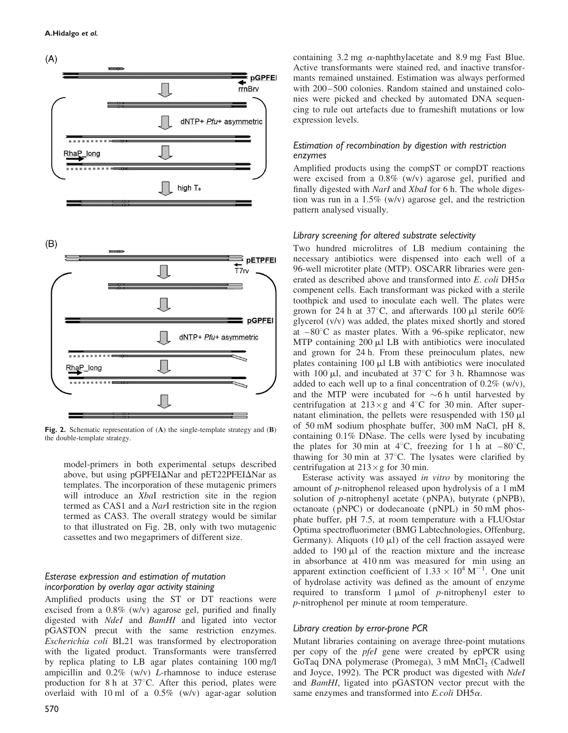Fig. 2. Schematic representation of (**A**) the single-template strategy and (**B**) the double-template strategy.

model-primers in both experimental setups described above, but using pGPFEIΔNar and pET22PFEIΔNar as templates. The incorporation of these mutagenic primers will introduce an *Xba*I restriction site in the region termed as CAS1 and a *Nar*I restriction site in the region termed as CAS3. The overall strategy would be similar to that illustrated on Fig. 2B, only with two mutagenic cassettes and two megaprimers of different size.

### *Esterase expression and estimation of mutation incorporation by overlay agar activity staining*

Amplified products using the ST or DT reactions were excised from a 0.8% (w/v) agarose gel, purified and finally digested with *NdeI* and *BamHI* and ligated into vector pGASTON precut with the same restriction enzymes. *Escherichia coli* BL21 was transformed by electroporation with the ligated product. Transformants were transferred by replica plating to LB agar plates containing 100 mg/l ampicillin and 0.2% (w/v) *L*-rhamnose to induce esterase production for 8 h at 37°C. After this period, plates were overlaid with 10 ml of a 0.5% (w/v) agar-agar solution containing 3.2 mg α-naphthylacetate and 8.9 mg Fast Blue. Active transformants were stained red, and inactive transformants remained unstained. Estimation was always performed with 200–500 colonies. Random stained and unstained colonies were picked and checked by automated DNA sequencing to rule out artefacts due to frameshift mutations or low expression levels.

### *Estimation of recombination by digestion with restriction enzymes*

Amplified products using the compST or compDT reactions were excised from a 0.8% (w/v) agarose gel, purified and finally digested with *NarI* and *XbaI* for 6 h. The whole digestion was run in a 1.5% (w/v) agarose gel, and the restriction pattern analysed visually.

### *Library screening for altered substrate selectivity*

Two hundred microlitres of LB medium containing the necessary antibiotics were dispensed into each well of a 96-well microtiter plate (MTP). OSCARR libraries were generated as described above and transformed into *E. coli* DH5α compenent cells. Each transformant was picked with a sterile toothpick and used to inoculate each well. The plates were grown for 24 h at 37°C, and afterwards 100 μl sterile 60% glycerol (v/v) was added, the plates mixed shortly and stored at −80°C as master plates. With a 96-spike replicator, new MTP containing 200 μl LB with antibiotics were inoculated and grown for 24 h. From these preinoculum plates, new plates containing 100 μl LB with antibiotics were inoculated with 100 μl, and incubated at 37°C for 3 h. Rhamnose was added to each well up to a final concentration of 0.2% (w/v), and the MTP were incubated for ~6 h until harvested by centrifugation at 213×g and 4°C for 30 min. After supernatant elimination, the pellets were resuspended with 150 μl of 50 mM sodium phosphate buffer, 300 mM NaCl, pH 8, containing 0.1% DNase. The cells were lysed by incubating the plates for 30 min at 4°C, freezing for 1 h at −80°C, thawing for 30 min at 37°C. The lysates were clarified by centrifugation at 213×g for 30 min.

Esterase activity was assayed *in vitro* by monitoring the amount of *p*-nitrophenol released upon hydrolysis of a 1 mM solution of *p*-nitrophenyl acetate (pNPA), butyrate (pNPB), octanoate (pNPC) or dodecanoate (pNPL) in 50 mM phosphate buffer, pH 7.5, at room temperature with a FLUOstar Optima spectrofluorimeter (BMG Labtechnologies, Offenburg, Germany). Aliquots (10 μl) of the cell fraction assayed were added to 190 μl of the reaction mixture and the increase in absorbance at 410 nm was measured for min using an apparent extinction coefficient of $1.33 \times 10^4\ M^{-1}$. One unit of hydrolase activity was defined as the amount of enzyme required to transform 1 μmol of *p*-nitrophenyl ester to *p*-nitrophenol per minute at room temperature.

### *Library creation by error-prone PCR*

Mutant libraries containing on average three-point mutations per copy of the *pfeI* gene were created by epPCR using GoTaq DNA polymerase (Promega), 3 mM $MnCl_2$ (Cadwell and Joyce, 1992). The PCR product was digested with *NdeI* and *BamHI*, ligated into pGASTON vector precut with the same enzymes and transformed into *E.coli* DH5α.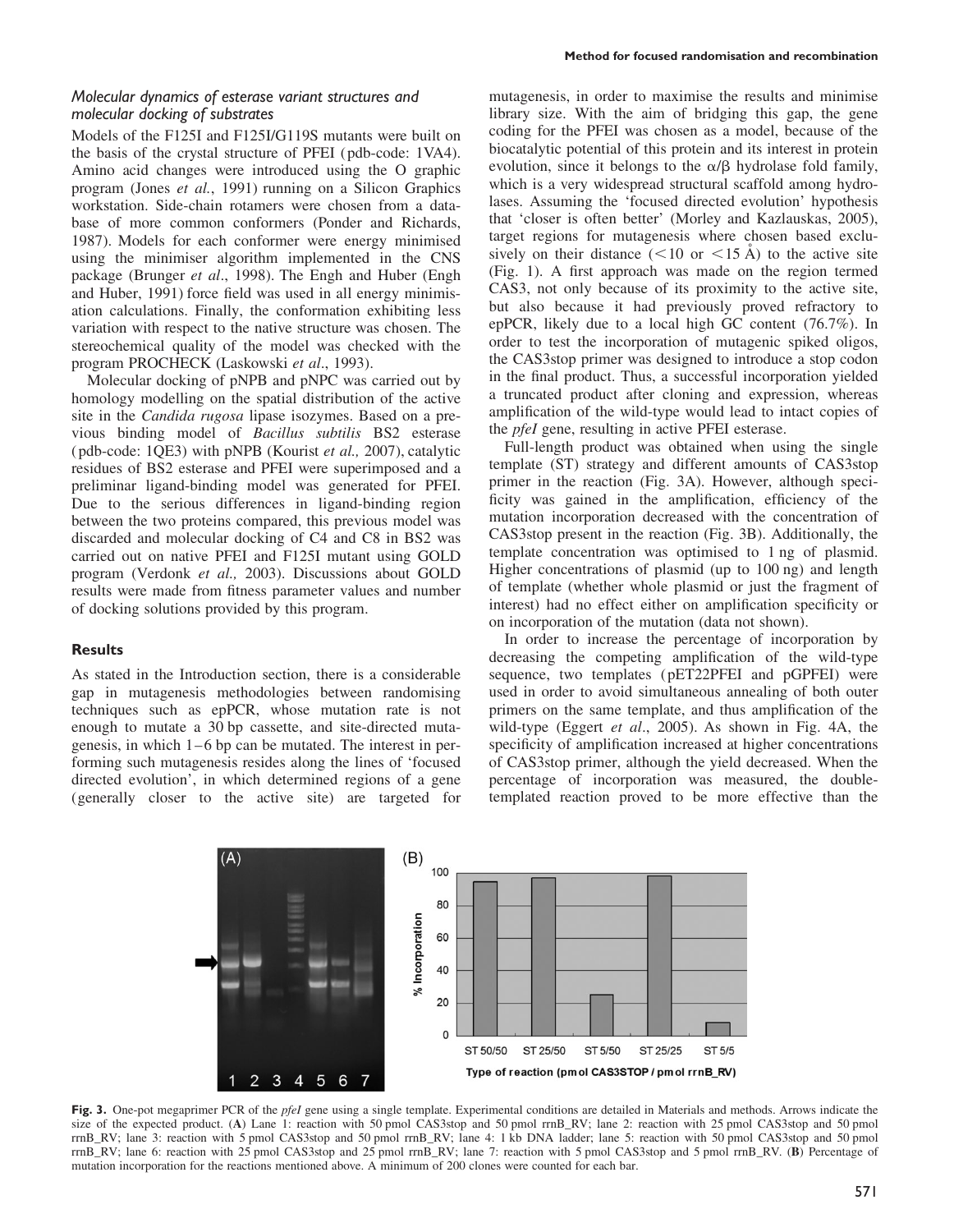### Molecular dynamics of esterase variant structures and molecular docking of substrates

Models of the F125I and F125I/G119S mutants were built on the basis of the crystal structure of PFEI (pdb-code: 1VA4). Amino acid changes were introduced using the O graphic program (Jones *et al.*, 1991) running on a Silicon Graphics workstation. Side-chain rotamers were chosen from a database of more common conformers (Ponder and Richards, 1987). Models for each conformer were energy minimised using the minimiser algorithm implemented in the CNS package (Brunger *et al.*, 1998). The Engh and Huber (Engh and Huber, 1991) force field was used in all energy minimisation calculations. Finally, the conformation exhibiting less variation with respect to the native structure was chosen. The stereochemical quality of the model was checked with the program PROCHECK (Laskowski *et al.*, 1993).

Molecular docking of pNPB and pNPC was carried out by homology modelling on the spatial distribution of the active site in the *Candida rugosa* lipase isozymes. Based on a previous binding model of *Bacillus subtilis* BS2 esterase (pdb-code: 1QE3) with pNPB (Kourist *et al.,* 2007), catalytic residues of BS2 esterase and PFEI were superimposed and a preliminar ligand-binding model was generated for PFEI. Due to the serious differences in ligand-binding region between the two proteins compared, this previous model was discarded and molecular docking of C4 and C8 in BS2 was carried out on native PFEI and F125I mutant using GOLD program (Verdonk *et al.,* 2003). Discussions about GOLD results were made from fitness parameter values and number of docking solutions provided by this program.

## Results

As stated in the Introduction section, there is a considerable gap in mutagenesis methodologies between randomising techniques such as epPCR, whose mutation rate is not enough to mutate a 30 bp cassette, and site-directed mutagenesis, in which 1–6 bp can be mutated. The interest in performing such mutagenesis resides along the lines of 'focused directed evolution', in which determined regions of a gene (generally closer to the active site) are targeted for mutagenesis, in order to maximise the results and minimise library size. With the aim of bridging this gap, the gene coding for the PFEI was chosen as a model, because of the biocatalytic potential of this protein and its interest in protein evolution, since it belongs to the α/β hydrolase fold family, which is a very widespread structural scaffold among hydrolases. Assuming the 'focused directed evolution' hypothesis that 'closer is often better' (Morley and Kazlauskas, 2005), target regions for mutagenesis where chosen based exclusively on their distance (<10 or <15 Å) to the active site (Fig. 1). A first approach was made on the region termed CAS3, not only because of its proximity to the active site, but also because it had previously proved refractory to epPCR, likely due to a local high GC content (76.7%). In order to test the incorporation of mutagenic spiked oligos, the CAS3stop primer was designed to introduce a stop codon in the final product. Thus, a successful incorporation yielded a truncated product after cloning and expression, whereas amplification of the wild-type would lead to intact copies of the *pfeI* gene, resulting in active PFEI esterase.

Full-length product was obtained when using the single template (ST) strategy and different amounts of CAS3stop primer in the reaction (Fig. 3A). However, although specificity was gained in the amplification, efficiency of the mutation incorporation decreased with the concentration of CAS3stop present in the reaction (Fig. 3B). Additionally, the template concentration was optimised to 1 ng of plasmid. Higher concentrations of plasmid (up to 100 ng) and length of template (whether whole plasmid or just the fragment of interest) had no effect either on amplification specificity or on incorporation of the mutation (data not shown).

In order to increase the percentage of incorporation by decreasing the competing amplification of the wild-type sequence, two templates (pET22PFEI and pGPFEI) were used in order to avoid simultaneous annealing of both outer primers on the same template, and thus amplification of the wild-type (Eggert *et al*., 2005). As shown in Fig. 4A, the specificity of amplification increased at higher concentrations of CAS3stop primer, although the yield decreased. When the percentage of incorporation was measured, the double-templated reaction proved to be more effective than the

**Fig. 3.** One-pot megaprimer PCR of the *pfeI* gene using a single template. Experimental conditions are detailed in Materials and methods. Arrows indicate the size of the expected product. (**A**) Lane 1: reaction with 50 pmol CAS3stop and 50 pmol rrnB_RV; lane 2: reaction with 25 pmol CAS3stop and 50 pmol rrnB_RV; lane 3: reaction with 5 pmol CAS3stop and 50 pmol rrnB_RV; lane 4: 1 kb DNA ladder; lane 5: reaction with 50 pmol CAS3stop and 50 pmol rrnB_RV; lane 6: reaction with 25 pmol CAS3stop and 25 pmol rrnB_RV; lane 7: reaction with 5 pmol CAS3stop and 5 pmol rrnB_RV. (**B**) Percentage of mutation incorporation for the reactions mentioned above. A minimum of 200 clones were counted for each bar.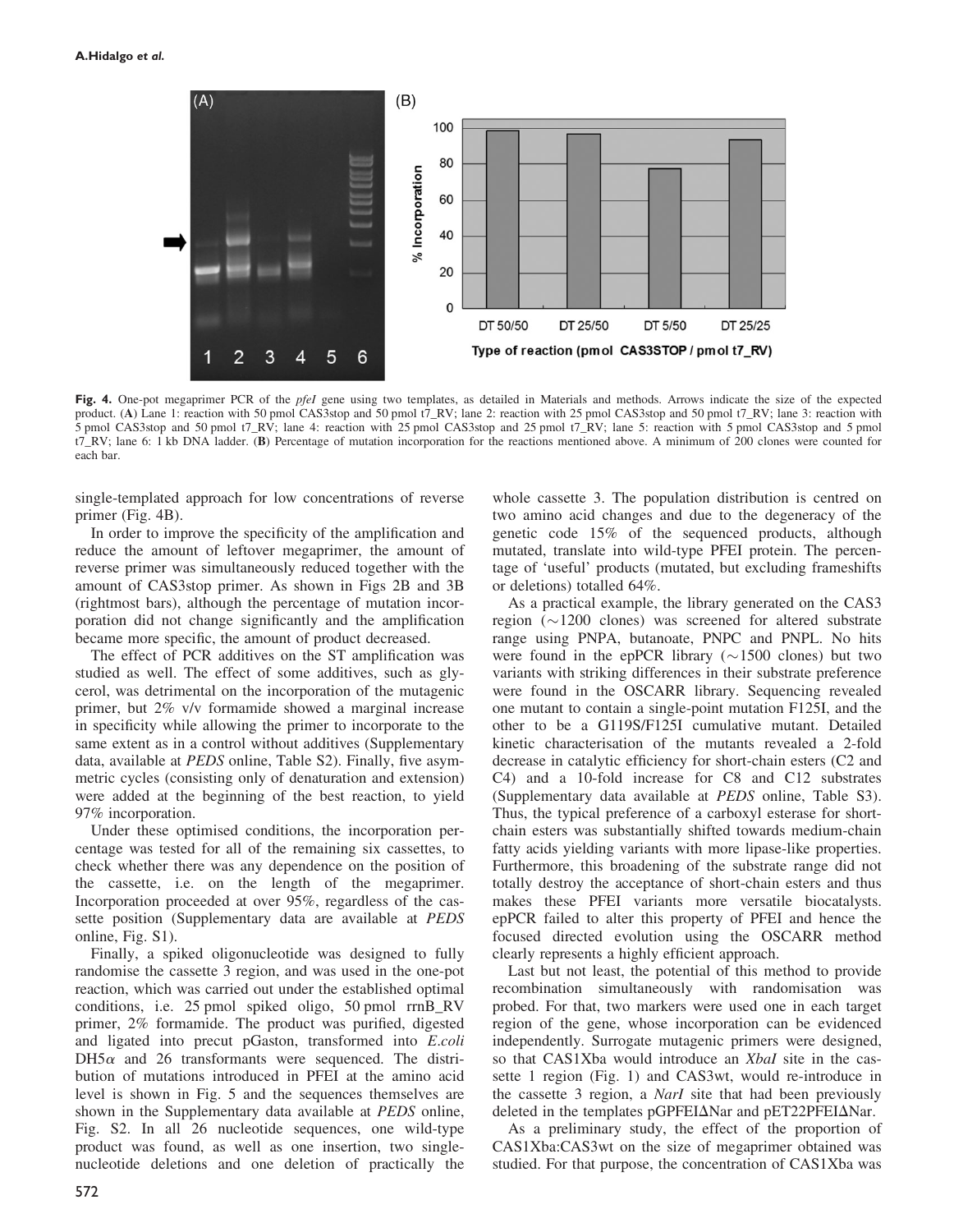Fig. 4. One-pot megaprimer PCR of the *pfeI* gene using two templates, as detailed in Materials and methods. Arrows indicate the size of the expected product. (**A**) Lane 1: reaction with 50 pmol CAS3stop and 50 pmol t7_RV; lane 2: reaction with 25 pmol CAS3stop and 50 pmol t7_RV; lane 3: reaction with 5 pmol CAS3stop and 50 pmol t7_RV; lane 4: reaction with 25 pmol CAS3stop and 25 pmol t7_RV; lane 5: reaction with 5 pmol CAS3stop and 5 pmol t7_RV; lane 6: 1 kb DNA ladder. (**B**) Percentage of mutation incorporation for the reactions mentioned above. A minimum of 200 clones were counted for each bar.

single-templated approach for low concentrations of reverse primer (Fig. 4B).

In order to improve the specificity of the amplification and reduce the amount of leftover megaprimer, the amount of reverse primer was simultaneously reduced together with the amount of CAS3stop primer. As shown in Figs 2B and 3B (rightmost bars), although the percentage of mutation incorporation did not change significantly and the amplification became more specific, the amount of product decreased.

The effect of PCR additives on the ST amplification was studied as well. The effect of some additives, such as glycerol, was detrimental on the incorporation of the mutagenic primer, but 2% v/v formamide showed a marginal increase in specificity while allowing the primer to incorporate to the same extent as in a control without additives (Supplementary data, available at *PEDS* online, Table S2). Finally, five asymmetric cycles (consisting only of denaturation and extension) were added at the beginning of the best reaction, to yield 97% incorporation.

Under these optimised conditions, the incorporation percentage was tested for all of the remaining six cassettes, to check whether there was any dependence on the position of the cassette, i.e. on the length of the megaprimer. Incorporation proceeded at over 95%, regardless of the cassette position (Supplementary data are available at *PEDS* online, Fig. S1).

Finally, a spiked oligonucleotide was designed to fully randomise the cassette 3 region, and was used in the one-pot reaction, which was carried out under the established optimal conditions, i.e. 25 pmol spiked oligo, 50 pmol rrnB_RV primer, 2% formamide. The product was purified, digested and ligated into precut pGaston, transformed into *E.coli* DH5$\alpha$ and 26 transformants were sequenced. The distribution of mutations introduced in PFEI at the amino acid level is shown in Fig. 5 and the sequences themselves are shown in the Supplementary data available at *PEDS* online, Fig. S2. In all 26 nucleotide sequences, one wild-type product was found, as well as one insertion, two single-nucleotide deletions and one deletion of practically the whole cassette 3. The population distribution is centred on two amino acid changes and due to the degeneracy of the genetic code 15% of the sequenced products, although mutated, translate into wild-type PFEI protein. The percentage of 'useful' products (mutated, but excluding frameshifts or deletions) totalled 64%.

As a practical example, the library generated on the CAS3 region (~1200 clones) was screened for altered substrate range using PNPA, butanoate, PNPC and PNPL. No hits were found in the epPCR library (~1500 clones) but two variants with striking differences in their substrate preference were found in the OSCARR library. Sequencing revealed one mutant to contain a single-point mutation F125I, and the other to be a G119S/F125I cumulative mutant. Detailed kinetic characterisation of the mutants revealed a 2-fold decrease in catalytic efficiency for short-chain esters (C2 and C4) and a 10-fold increase for C8 and C12 substrates (Supplementary data available at *PEDS* online, Table S3). Thus, the typical preference of a carboxyl esterase for short-chain esters was substantially shifted towards medium-chain fatty acids yielding variants with more lipase-like properties. Furthermore, this broadening of the substrate range did not totally destroy the acceptance of short-chain esters and thus makes these PFEI variants more versatile biocatalysts. epPCR failed to alter this property of PFEI and hence the focused directed evolution using the OSCARR method clearly represents a highly efficient approach.

Last but not least, the potential of this method to provide recombination simultaneously with randomisation was probed. For that, two markers were used one in each target region of the gene, whose incorporation can be evidenced independently. Surrogate mutagenic primers were designed, so that CAS1Xba would introduce an *XbaI* site in the cassette 1 region (Fig. 1) and CAS3wt, would re-introduce in the cassette 3 region, a *NarI* site that had been previously deleted in the templates pGPFEI$\Delta$Nar and pET22PFEI$\Delta$Nar.

As a preliminary study, the effect of the proportion of CAS1Xba:CAS3wt on the size of megaprimer obtained was studied. For that purpose, the concentration of CAS1Xba was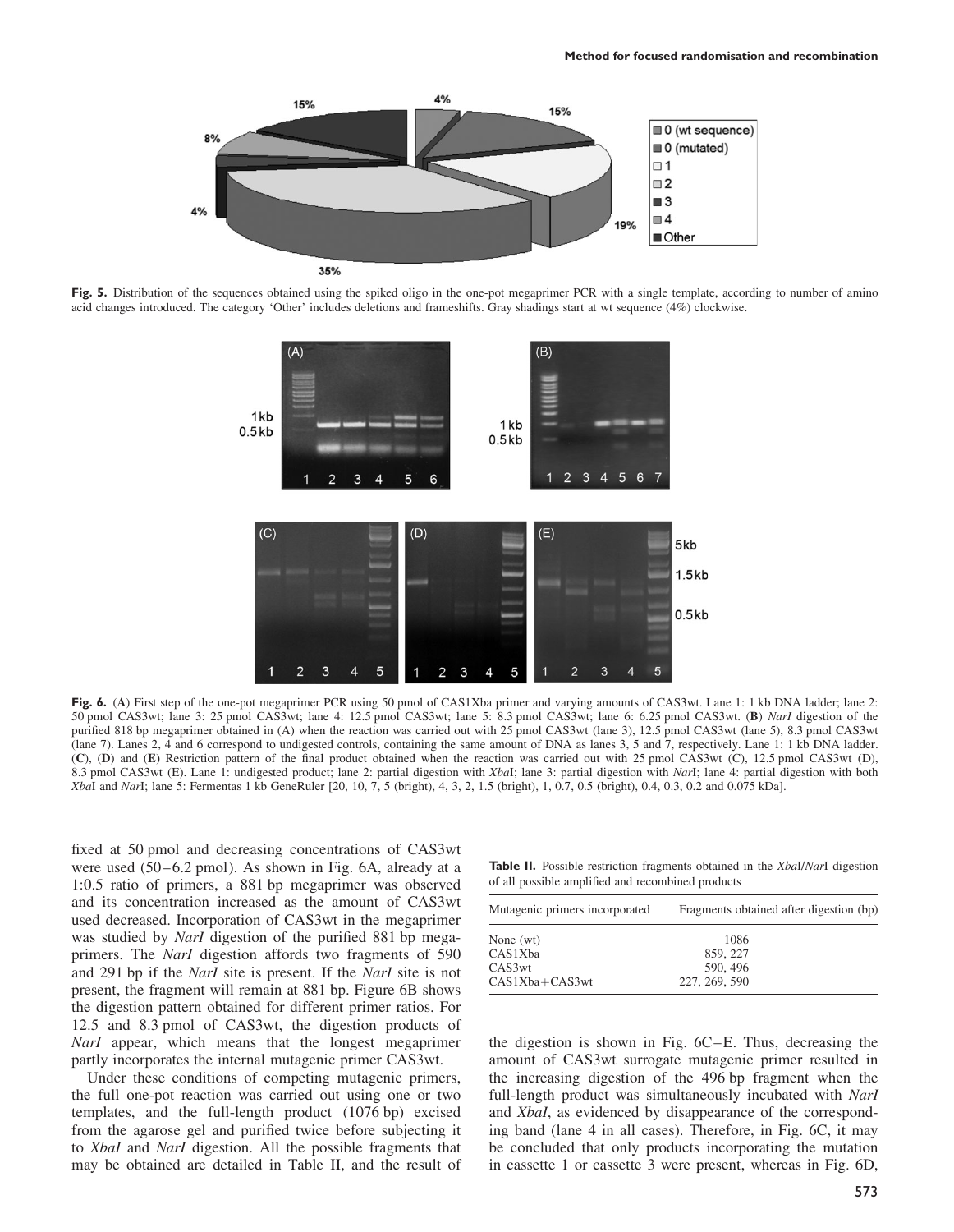Fig. 5. Distribution of the sequences obtained using the spiked oligo in the one-pot megaprimer PCR with a single template, according to number of amino acid changes introduced. The category 'Other' includes deletions and frameshifts. Gray shadings start at wt sequence (4%) clockwise.

Fig. 6. (A) First step of the one-pot megaprimer PCR using 50 pmol of CAS1Xba primer and varying amounts of CAS3wt. Lane 1: 1 kb DNA ladder; lane 2: 50 pmol CAS3wt; lane 3: 25 pmol CAS3wt; lane 4: 12.5 pmol CAS3wt; lane 5: 8.3 pmol CAS3wt; lane 6: 6.25 pmol CAS3wt. (B) *NarI* digestion of the purified 818 bp megaprimer obtained in (A) when the reaction was carried out with 25 pmol CAS3wt (lane 3), 12.5 pmol CAS3wt (lane 5), 8.3 pmol CAS3wt (lane 7). Lanes 2, 4 and 6 correspond to undigested controls, containing the same amount of DNA as lanes 3, 5 and 7, respectively. Lane 1: 1 kb DNA ladder. (C), (D) and (E) Restriction pattern of the final product obtained when the reaction was carried out with 25 pmol CAS3wt (C), 12.5 pmol CAS3wt (D), 8.3 pmol CAS3wt (E). Lane 1: undigested product; lane 2: partial digestion with *Xba*I; lane 3: partial digestion with *Nar*I; lane 4: partial digestion with both *Xba*I and *Nar*I; lane 5: Fermentas 1 kb GeneRuler [20, 10, 7, 5 (bright), 4, 3, 2, 1.5 (bright), 1, 0.7, 0.5 (bright), 0.4, 0.3, 0.2 and 0.075 kDa].

fixed at 50 pmol and decreasing concentrations of CAS3wt were used (50–6.2 pmol). As shown in Fig. 6A, already at a 1:0.5 ratio of primers, a 881 bp megaprimer was observed and its concentration increased as the amount of CAS3wt used decreased. Incorporation of CAS3wt in the megaprimer was studied by *NarI* digestion of the purified 881 bp megaprimers. The *NarI* digestion affords two fragments of 590 and 291 bp if the *NarI* site is present. If the *NarI* site is not present, the fragment will remain at 881 bp. Figure 6B shows the digestion pattern obtained for different primer ratios. For 12.5 and 8.3 pmol of CAS3wt, the digestion products of *NarI* appear, which means that the longest megaprimer partly incorporates the internal mutagenic primer CAS3wt.

Under these conditions of competing mutagenic primers, the full one-pot reaction was carried out using one or two templates, and the full-length product (1076 bp) excised from the agarose gel and purified twice before subjecting it to *XbaI* and *NarI* digestion. All the possible fragments that may be obtained are detailed in Table II, and the result of the digestion is shown in Fig. 6C–E. Thus, decreasing the amount of CAS3wt surrogate mutagenic primer resulted in the increasing digestion of the 496 bp fragment when the full-length product was simultaneously incubated with *NarI* and *XbaI*, as evidenced by disappearance of the corresponding band (lane 4 in all cases). Therefore, in Fig. 6C, it may be concluded that only products incorporating the mutation in cassette 1 or cassette 3 were present, whereas in Fig. 6D,

**Table II.** Possible restriction fragments obtained in the *Xba*I/*Nar*I digestion of all possible amplified and recombined products

| Mutagenic primers incorporated | Fragments obtained after digestion (bp) |
|---|---|
| None (wt) | 1086 |
| CAS1Xba | 859, 227 |
| CAS3wt | 590, 496 |
| CAS1Xba+CAS3wt | 227, 269, 590 |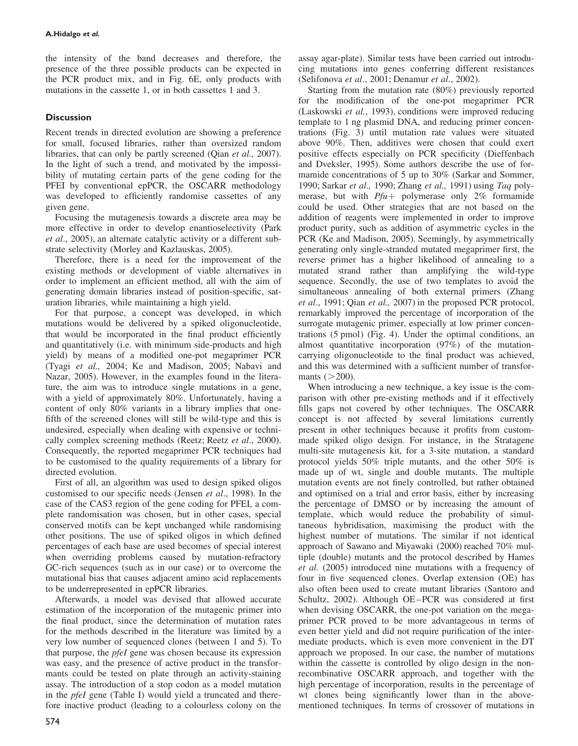the intensity of the band decreases and therefore, the presence of the three possible products can be expected in the PCR product mix, and in Fig. 6E, only products with mutations in the cassette 1, or in both cassettes 1 and 3.

## Discussion

Recent trends in directed evolution are showing a preference for small, focused libraries, rather than oversized random libraries, that can only be partly screened (Qian *et al.,* 2007). In the light of such a trend, and motivated by the impossibility of mutating certain parts of the gene coding for the PFEI by conventional epPCR, the OSCARR methodology was developed to efficiently randomise cassettes of any given gene.

Focusing the mutagenesis towards a discrete area may be more effective in order to develop enantioselectivity (Park *et al*., 2005), an alternate catalytic activity or a different substrate selectivity (Morley and Kazlauskas, 2005).

Therefore, there is a need for the improvement of the existing methods or development of viable alternatives in order to implement an efficient method, all with the aim of generating domain libraries instead of position-specific, saturation libraries, while maintaining a high yield.

For that purpose, a concept was developed, in which mutations would be delivered by a spiked oligonucleotide, that would be incorporated in the final product efficiently and quantitatively (i.e. with minimum side-products and high yield) by means of a modified one-pot megaprimer PCR (Tyagi *et al.,* 2004; Ke and Madison, 2005; Nabavi and Nazar, 2005). However, in the examples found in the literature, the aim was to introduce single mutations in a gene, with a yield of approximately 80%. Unfortunately, having a content of only 80% variants in a library implies that one-fifth of the screened clones will still be wild-type and this is undesired, especially when dealing with expensive or technically complex screening methods (Reetz; Reetz *et al*., 2000). Consequently, the reported megaprimer PCR techniques had to be customised to the quality requirements of a library for directed evolution.

First of all, an algorithm was used to design spiked oligos customised to our specific needs (Jensen *et al*., 1998). In the case of the CAS3 region of the gene coding for PFEI, a complete randomisation was chosen, but in other cases, special conserved motifs can be kept unchanged while randomising other positions. The use of spiked oligos in which defined percentages of each base are used becomes of special interest when overriding problems caused by mutation-refractory GC-rich sequences (such as in our case) or to overcome the mutational bias that causes adjacent amino acid replacements to be underrepresented in epPCR libraries.

Afterwards, a model was devised that allowed accurate estimation of the incorporation of the mutagenic primer into the final product, since the determination of mutation rates for the methods described in the literature was limited by a very low number of sequenced clones (between 1 and 5). To that purpose, the *pfeI* gene was chosen because its expression was easy, and the presence of active product in the transformants could be tested on plate through an activity-staining assay. The introduction of a stop codon as a model mutation in the *pfeI* gene (Table I) would yield a truncated and therefore inactive product (leading to a colourless colony on the assay agar-plate). Similar tests have been carried out introducing mutations into genes conferring different resistances (Selifonova *et al*., 2001; Denamur *et al*., 2002).

Starting from the mutation rate (80%) previously reported for the modification of the one-pot megaprimer PCR (Laskowski *et al.*, 1993), conditions were improved reducing template to 1 ng plasmid DNA, and reducing primer concentrations (Fig. 3) until mutation rate values were situated above 90%. Then, additives were chosen that could exert positive effects especially on PCR specificity (Dieffenbach and Dveksler, 1995). Some authors describe the use of formamide concentrations of 5 up to 30% (Sarkar and Sommer, 1990; Sarkar *et al.,* 1990; Zhang *et al.,* 1991) using *Taq* polymerase, but with *Pfu*+ polymerase only 2% formamide could be used. Other strategies that are not based on the addition of reagents were implemented in order to improve product purity, such as addition of asymmetric cycles in the PCR (Ke and Madison, 2005). Seemingly, by asymmetrically generating only single-stranded mutated megaprimer first, the reverse primer has a higher likelihood of annealing to a mutated strand rather than amplifying the wild-type sequence. Secondly, the use of two templates to avoid the simultaneous annealing of both external primers (Zhang *et al*., 1991; Qian *et al.,* 2007) in the proposed PCR protocol, remarkably improved the percentage of incorporation of the surrogate mutagenic primer, especially at low primer concentrations (5 pmol) (Fig. 4). Under the optimal conditions, an almost quantitative incorporation (97%) of the mutation-carrying oligonucleotide to the final product was achieved, and this was determined with a sufficient number of transformants (>200).

When introducing a new technique, a key issue is the comparison with other pre-existing methods and if it effectively fills gaps not covered by other techniques. The OSCARR concept is not affected by several limitations currently present in other techniques because it profits from custom-made spiked oligo design. For instance, in the Stratagene multi-site mutagenesis kit, for a 3-site mutation, a standard protocol yields 50% triple mutants, and the other 50% is made up of wt, single and double mutants. The multiple mutation events are not finely controlled, but rather obtained and optimised on a trial and error basis, either by increasing the percentage of DMSO or by increasing the amount of template, which would reduce the probability of simultaneous hybridisation, maximising the product with the highest number of mutations. The similar if not identical approach of Sawano and Miyawaki (2000) reached 70% multiple (double) mutants and the protocol described by Hames *et al.* (2005) introduced nine mutations with a frequency of four in five sequenced clones. Overlap extension (OE) has also often been used to create mutant libraries (Santoro and Schultz, 2002). Although OE–PCR was considered at first when devising OSCARR, the one-pot variation on the megaprimer PCR proved to be more advantageous in terms of even better yield and did not require purification of the intermediate products, which is even more convenient in the DT approach we proposed. In our case, the number of mutations within the cassette is controlled by oligo design in the non-recombinative OSCARR approach, and together with the high percentage of incorporation, results in the percentage of wt clones being significantly lower than in the above-mentioned techniques. In terms of crossover of mutations in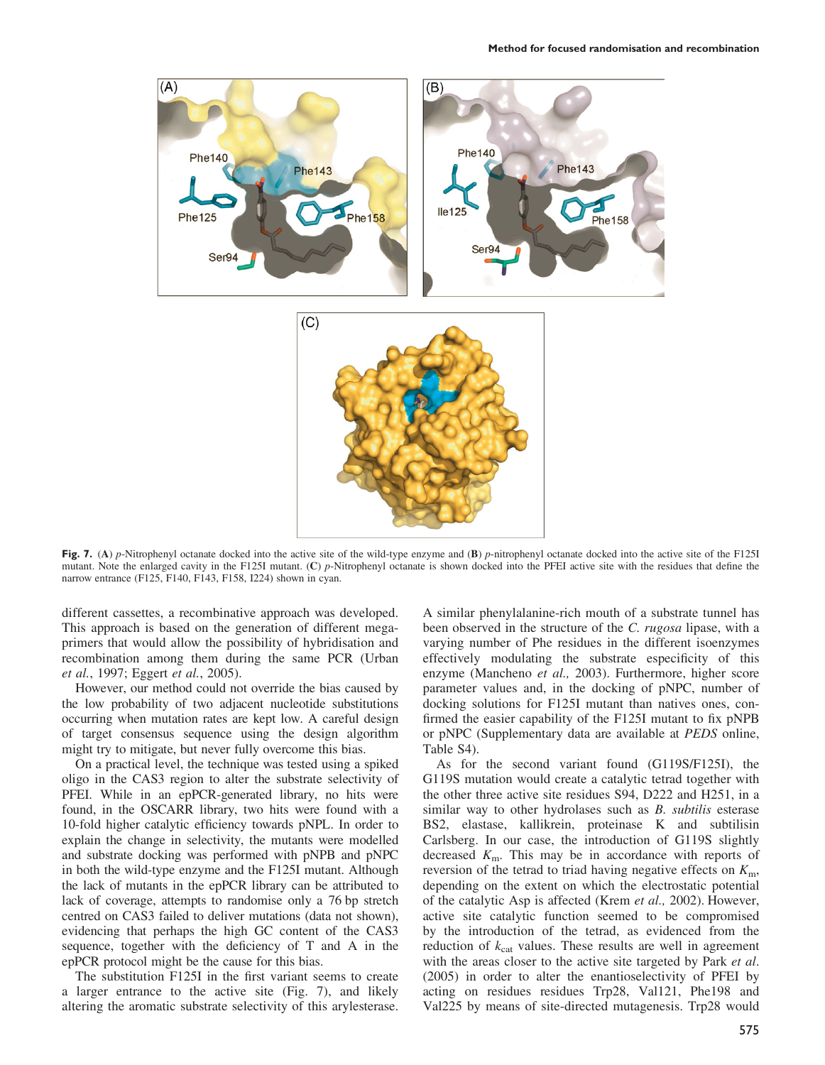**Fig. 7.** (**A**) *p*-Nitrophenyl octanate docked into the active site of the wild-type enzyme and (**B**) *p*-nitrophenyl octanate docked into the active site of the F125I mutant. Note the enlarged cavity in the F125I mutant. (**C**) *p*-Nitrophenyl octanate is shown docked into the PFEI active site with the residues that define the narrow entrance (F125, F140, F143, F158, I224) shown in cyan.

different cassettes, a recombinative approach was developed. This approach is based on the generation of different megaprimers that would allow the possibility of hybridisation and recombination among them during the same PCR (Urban *et al.*, 1997; Eggert *et al.*, 2005).

However, our method could not override the bias caused by the low probability of two adjacent nucleotide substitutions occurring when mutation rates are kept low. A careful design of target consensus sequence using the design algorithm might try to mitigate, but never fully overcome this bias.

On a practical level, the technique was tested using a spiked oligo in the CAS3 region to alter the substrate selectivity of PFEI. While in an epPCR-generated library, no hits were found, in the OSCARR library, two hits were found with a 10-fold higher catalytic efficiency towards pNPL. In order to explain the change in selectivity, the mutants were modelled and substrate docking was performed with pNPB and pNPC in both the wild-type enzyme and the F125I mutant. Although the lack of mutants in the epPCR library can be attributed to lack of coverage, attempts to randomise only a 76 bp stretch centred on CAS3 failed to deliver mutations (data not shown), evidencing that perhaps the high GC content of the CAS3 sequence, together with the deficiency of T and A in the epPCR protocol might be the cause for this bias.

The substitution F125I in the first variant seems to create a larger entrance to the active site (Fig. 7), and likely altering the aromatic substrate selectivity of this arylesterase. A similar phenylalanine-rich mouth of a substrate tunnel has been observed in the structure of the *C. rugosa* lipase, with a varying number of Phe residues in the different isoenzymes effectively modulating the substrate especificity of this enzyme (Mancheno *et al.*, 2003). Furthermore, higher score parameter values and, in the docking of pNPC, number of docking solutions for F125I mutant than natives ones, confirmed the easier capability of the F125I mutant to fix pNPB or pNPC (Supplementary data are available at *PEDS* online, Table S4).

As for the second variant found (G119S/F125I), the G119S mutation would create a catalytic tetrad together with the other three active site residues S94, D222 and H251, in a similar way to other hydrolases such as *B. subtilis* esterase BS2, elastase, kallikrein, proteinase K and subtilisin Carlsberg. In our case, the introduction of G119S slightly decreased $K_m$. This may be in accordance with reports of reversion of the tetrad to triad having negative effects on $K_m$, depending on the extent on which the electrostatic potential of the catalytic Asp is affected (Krem *et al.,* 2002). However, active site catalytic function seemed to be compromised by the introduction of the tetrad, as evidenced from the reduction of $k_{cat}$ values. These results are well in agreement with the areas closer to the active site targeted by Park *et al.* (2005) in order to alter the enantioselectivity of PFEI by acting on residues residues Trp28, Val121, Phe198 and Val225 by means of site-directed mutagenesis. Trp28 would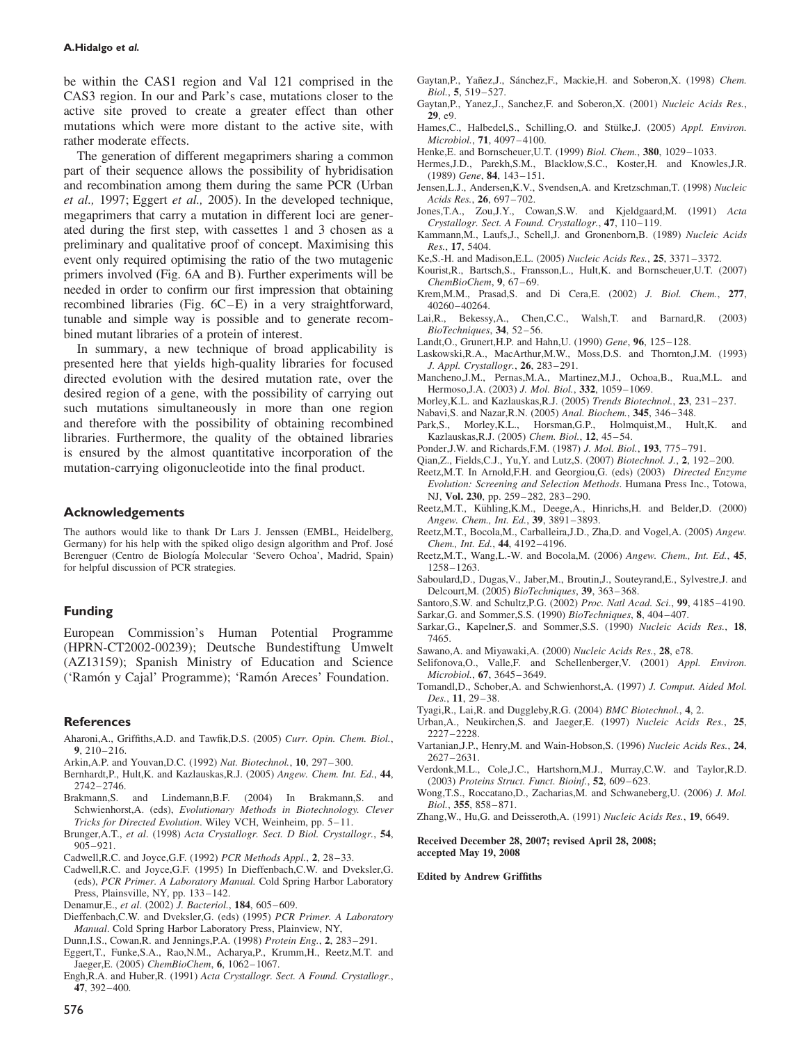be within the CAS1 region and Val 121 comprised in the CAS3 region. In our and Park's case, mutations closer to the active site proved to create a greater effect than other mutations which were more distant to the active site, with rather moderate effects.

The generation of different megaprimers sharing a common part of their sequence allows the possibility of hybridisation and recombination among them during the same PCR (Urban *et al.,* 1997; Eggert *et al.,* 2005). In the developed technique, megaprimers that carry a mutation in different loci are generated during the first step, with cassettes 1 and 3 chosen as a preliminary and qualitative proof of concept. Maximising this event only required optimising the ratio of the two mutagenic primers involved (Fig. 6A and B). Further experiments will be needed in order to confirm our first impression that obtaining recombined libraries (Fig. 6C–E) in a very straightforward, tunable and simple way is possible and to generate recombined mutant libraries of a protein of interest.

In summary, a new technique of broad applicability is presented here that yields high-quality libraries for focused directed evolution with the desired mutation rate, over the desired region of a gene, with the possibility of carrying out such mutations simultaneously in more than one region and therefore with the possibility of obtaining recombined libraries. Furthermore, the quality of the obtained libraries is ensured by the almost quantitative incorporation of the mutation-carrying oligonucleotide into the final product.

## Acknowledgements

The authors would like to thank Dr Lars J. Jenssen (EMBL, Heidelberg, Germany) for his help with the spiked oligo design algorithm and Prof. José Berenguer (Centro de Biología Molecular 'Severo Ochoa', Madrid, Spain) for helpful discussion of PCR strategies.

## Funding

European Commission's Human Potential Programme (HPRN-CT2002-00239); Deutsche Bundestiftung Umwelt (AZ13159); Spanish Ministry of Education and Science ('Ramón y Cajal' Programme); 'Ramón Areces' Foundation.

## References

Aharoni,A., Griffiths,A.D. and Tawfik,D.S. (2005) *Curr. Opin. Chem. Biol.*, **9**, 210–216.

Arkin,A.P. and Youvan,D.C. (1992) *Nat. Biotechnol.*, **10**, 297–300.

Bernhardt,P., Hult,K. and Kazlauskas,R.J. (2005) *Angew. Chem. Int. Ed.*, **44**, 2742–2746.

Brakmann,S. and Lindemann,B.F. (2004) In Brakmann,S. and Schwienhorst,A. (eds), *Evolutionary Methods in Biotechnology. Clever Tricks for Directed Evolution*. Wiley VCH, Weinheim, pp. 5–11.

Brunger,A.T., *et al.* (1998) *Acta Crystallogr. Sect. D Biol. Crystallogr.*, **54**, 905–921.

Cadwell,R.C. and Joyce,G.F. (1992) *PCR Methods Appl.*, **2**, 28–33.

Cadwell,R.C. and Joyce,G.F. (1995) In Dieffenbach,C.W. and Dveksler,G. (eds), *PCR Primer. A Laboratory Manual.* Cold Spring Harbor Laboratory Press, Plainsville, NY, pp. 133–142.

Denamur,E., *et al*. (2002) *J. Bacteriol.*, **184**, 605–609.

Dieffenbach,C.W. and Dveksler,G. (eds) (1995) *PCR Primer. A Laboratory Manual*. Cold Spring Harbor Laboratory Press, Plainview, NY,

Dunn,I.S., Cowan,R. and Jennings,P.A. (1998) *Protein Eng.*, **2**, 283–291.

Eggert,T., Funke,S.A., Rao,N.M., Acharya,P., Krumm,H., Reetz,M.T. and Jaeger,E. (2005) *ChemBioChem*, **6**, 1062–1067.

Engh,R.A. and Huber,R. (1991) *Acta Crystallogr. Sect. A Found. Crystallogr.*, **47**, 392–400.

Gaytan,P., Yañez,J., Sánchez,F., Mackie,H. and Soberon,X. (1998) *Chem. Biol.*, **5**, 519–527.

Gaytan,P., Yanez,J., Sanchez,F. and Soberon,X. (2001) *Nucleic Acids Res.*, **29**, e9.

Hames,C., Halbedel,S., Schilling,O. and Stülke,J. (2005) *Appl. Environ. Microbiol.*, **71**, 4097–4100.

Henke,E. and Bornscheuer,U.T. (1999) *Biol. Chem.*, **380**, 1029–1033.

Hermes,J.D., Parekh,S.M., Blacklow,S.C., Koster,H. and Knowles,J.R. (1989) *Gene*, **84**, 143–151.

Jensen,L.J., Andersen,K.V., Svendsen,A. and Kretzschman,T. (1998) *Nucleic Acids Res.*, **26**, 697–702.

Jones,T.A., Zou,J.Y., Cowan,S.W. and Kjeldgaard,M. (1991) *Acta Crystallogr. Sect. A Found. Crystallogr.*, **47**, 110–119.

Kammann,M., Laufs,J., Schell,J. and Gronenborn,B. (1989) *Nucleic Acids Res.*, **17**, 5404.

Ke,S.-H. and Madison,E.L. (2005) *Nucleic Acids Res.*, **25**, 3371–3372.

Kourist,R., Bartsch,S., Fransson,L., Hult,K. and Bornscheuer,U.T. (2007) *ChemBioChem*, **9**, 67–69.

Krem,M.M., Prasad,S. and Di Cera,E. (2002) *J. Biol. Chem.*, **277**, 40260–40264.

Lai,R., Bekessy,A., Chen,C.C., Walsh,T. and Barnard,R. (2003) *BioTechniques*, **34**, 52–56.

Landt,O., Grunert,H.P. and Hahn,U. (1990) *Gene*, **96**, 125–128.

Laskowski,R.A., MacArthur,M.W., Moss,D.S. and Thornton,J.M. (1993) *J. Appl. Crystallogr.*, **26**, 283–291.

Mancheno,J.M., Pernas,M.A., Martinez,M.J., Ochoa,B., Rua,M.L. and Hermoso,J.A. (2003) *J. Mol. Biol.*, **332**, 1059–1069.

Morley,K.L. and Kazlauskas,R.J. (2005) *Trends Biotechnol.*, **23**, 231–237.

Nabavi,S. and Nazar,R.N. (2005) *Anal. Biochem.*, **345**, 346–348.

Park,S., Morley,K.L., Horsman,G.P., Holmquist,M., Hult,K. and Kazlauskas,R.J. (2005) *Chem. Biol.*, **12**, 45–54.

Ponder,J.W. and Richards,F.M. (1987) *J. Mol. Biol.*, **193**, 775–791.

Qian,Z., Fields,C.J., Yu,Y. and Lutz,S. (2007) *Biotechnol. J.*, **2**, 192–200.

Reetz,M.T. In Arnold,F.H. and Georgiou,G. (eds) (2003) *Directed Enzyme Evolution: Screening and Selection Methods*. Humana Press Inc., Totowa, NJ, **Vol. 230**, pp. 259–282, 283–290.

Reetz,M.T., Kühling,K.M., Deege,A., Hinrichs,H. and Belder,D. (2000) *Angew. Chem., Int. Ed.*, **39**, 3891–3893.

Reetz,M.T., Bocola,M., Carballeira,J.D., Zha,D. and Vogel,A. (2005) *Angew. Chem., Int. Ed.*, **44**, 4192–4196.

Reetz,M.T., Wang,L.-W. and Bocola,M. (2006) *Angew. Chem., Int. Ed.*, **45**, 1258–1263.

Saboulard,D., Dugas,V., Jaber,M., Broutin,J., Souteyrand,E., Sylvestre,J. and Delcourt,M. (2005) *BioTechniques*, **39**, 363–368.

Santoro,S.W. and Schultz,P.G. (2002) *Proc. Natl Acad. Sci.*, **99**, 4185–4190.

Sarkar,G. and Sommer,S.S. (1990) *BioTechniques*, **8**, 404–407.

Sarkar,G., Kapelner,S. and Sommer,S.S. (1990) *Nucleic Acids Res.*, **18**, 7465.

Sawano,A. and Miyawaki,A. (2000) *Nucleic Acids Res.*, **28**, e78.

Selifonova,O., Valle,F. and Schellenberger,V. (2001) *Appl. Environ. Microbiol.*, **67**, 3645–3649.

Tomandl,D., Schober,A. and Schwienhorst,A. (1997) *J. Comput. Aided Mol. Des.*, **11**, 29–38.

Tyagi,R., Lai,R. and Duggleby,R.G. (2004) *BMC Biotechnol.*, **4**, 2.

Urban,A., Neukirchen,S. and Jaeger,E. (1997) *Nucleic Acids Res.*, **25**, 2227–2228.

Vartanian,J.P., Henry,M. and Wain-Hobson,S. (1996) *Nucleic Acids Res.*, **24**, 2627–2631.

Verdonk,M.L., Cole,J.C., Hartshorn,M.J., Murray,C.W. and Taylor,R.D. (2003) *Proteins Struct. Funct. Bioinf.*, **52**, 609–623.

Wong,T.S., Roccatano,D., Zacharias,M. and Schwaneberg,U. (2006) *J. Mol. Biol.*, **355**, 858–871.

Zhang,W., Hu,G. and Deisseroth,A. (1991) *Nucleic Acids Res.*, **19**, 6649.

**Received December 28, 2007; revised April 28, 2008; accepted May 19, 2008**

**Edited by Andrew Griffiths**